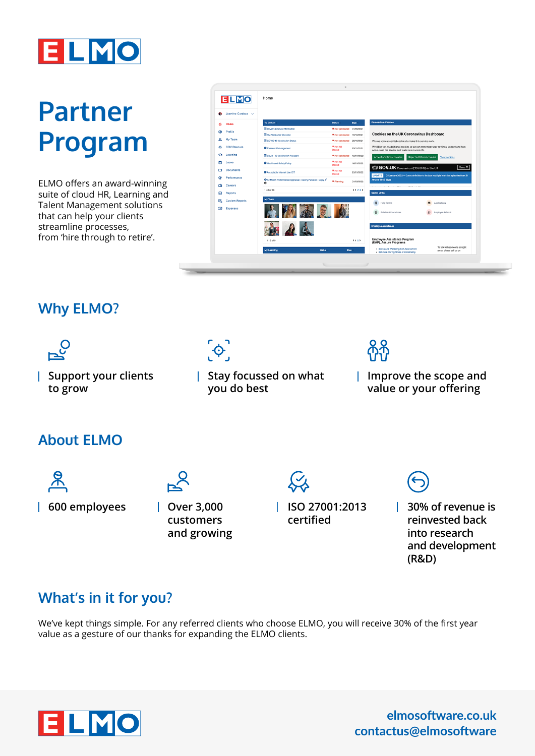ELMO

# Partner Program

ELMO offers an award-winning suite of cloud HR, Learning and Talent Management solutions that can help your clients streamline processes, from 'hire through to retire'.

## Why ELMO?

- Support your clients to grow
- Stay focussed on what you do best
- Improve the scope and value or your offering

## About ELMO

- 600 employees
- Over 3,000 customers and growing
- ISO 27001:2013 certified
- 30% of revenue is reinvested back into research and development (R&D)

## What's in it for you?

We've kept things simple. For any referred clients who choose ELMO, you will receive 30% of the first year value as a gesture of our thanks for expanding the ELMO clients.

ELMO

elmosoftware.co.uk
contactus@elmosoftware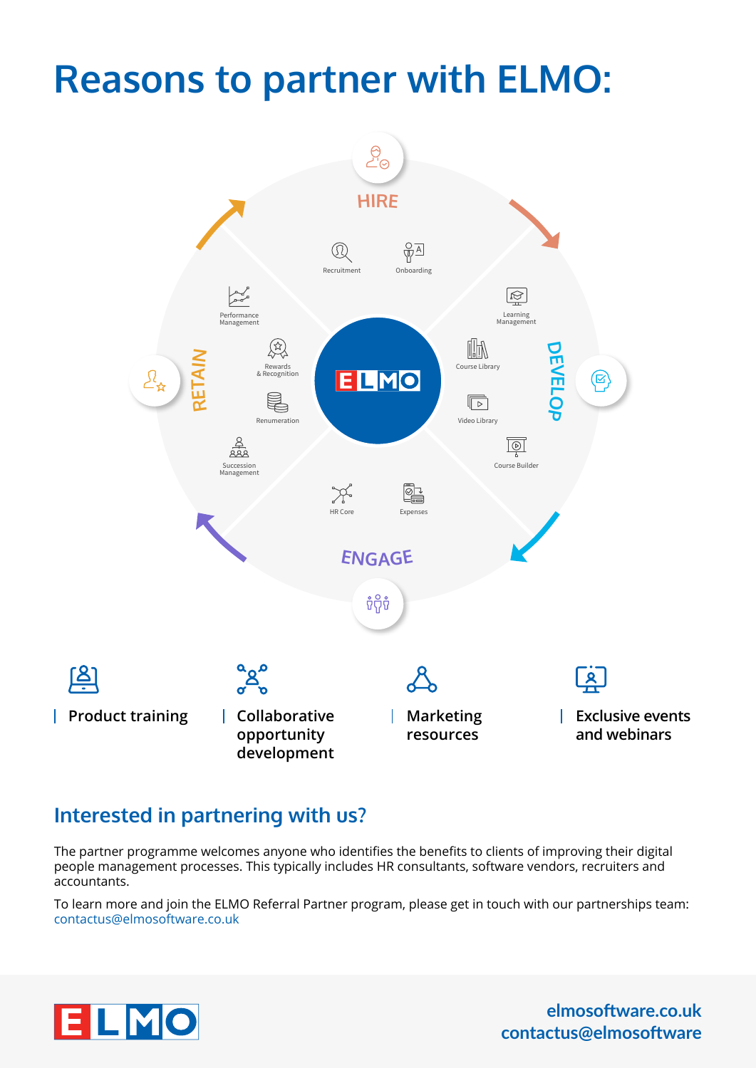# Reasons to partner with ELMO:

HIRE

Recruitment

Onboarding

DEVELOP

Learning Management

Course Library

Video Library

Course Builder

ENGAGE

HR Core

Expenses

RETAIN

Performance Management

Rewards & Recognition

Renumeration

Succession Management

ELMO

- Product training
- Collaborative opportunity development
- Marketing resources
- Exclusive events and webinars

## Interested in partnering with us?

The partner programme welcomes anyone who identifies the benefits to clients of improving their digital people management processes. This typically includes HR consultants, software vendors, recruiters and accountants.

To learn more and join the ELMO Referral Partner program, please get in touch with our partnerships team: contactus@elmosoftware.co.uk

ELMO

**elmosoftware.co.uk**
**contactus@elmosoftware**